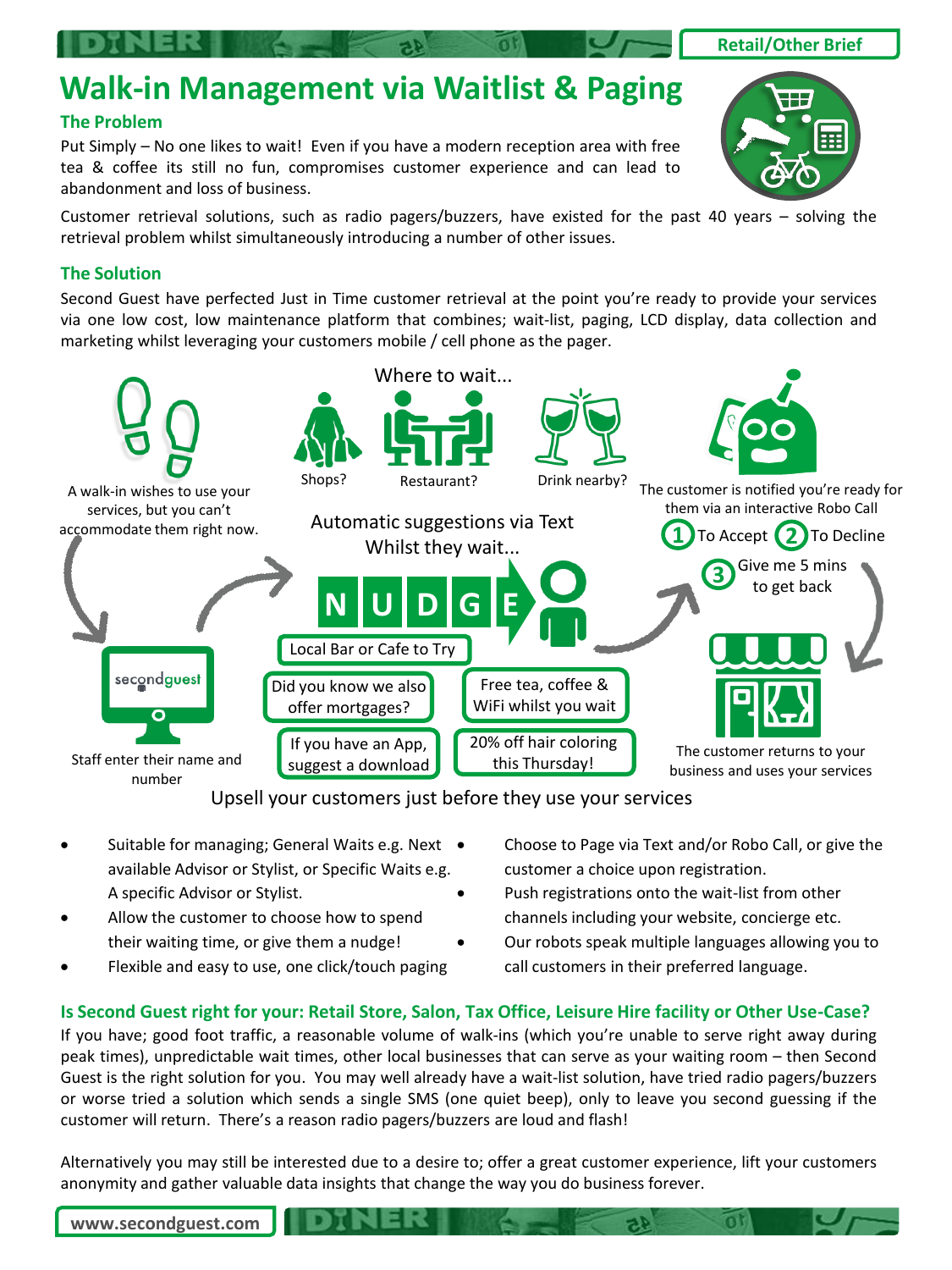Retail/Other Brief

# Walk-in Management via Waitlist & Paging

## The Problem

Put Simply – No one likes to wait! Even if you have a modern reception area with free tea & coffee its still no fun, compromises customer experience and can lead to abandonment and loss of business.

Customer retrieval solutions, such as radio pagers/buzzers, have existed for the past 40 years – solving the retrieval problem whilst simultaneously introducing a number of other issues.

## The Solution

Second Guest have perfected Just in Time customer retrieval at the point you're ready to provide your services via one low cost, low maintenance platform that combines; wait-list, paging, LCD display, data collection and marketing whilst leveraging your customers mobile / cell phone as the pager.

A walk-in wishes to use your services, but you can't accommodate them right now.

Staff enter their name and number

Where to wait...

Shops? Restaurant? Drink nearby?

Automatic suggestions via Text Whilst they wait...

NUDGE

- Local Bar or Cafe to Try
- Did you know we also offer mortgages?
- Free tea, coffee & WiFi whilst you wait
- If you have an App, suggest a download
- 20% off hair coloring this Thursday!

The customer is notified you're ready for them via an interactive Robo Call

1. To Accept
2. To Decline
3. Give me 5 mins to get back

The customer returns to your business and uses your services

Upsell your customers just before they use your services

- Suitable for managing; General Waits e.g. Next available Advisor or Stylist, or Specific Waits e.g. A specific Advisor or Stylist.
- Allow the customer to choose how to spend their waiting time, or give them a nudge!
- Flexible and easy to use, one click/touch paging
- Choose to Page via Text and/or Robo Call, or give the customer a choice upon registration.
- Push registrations onto the wait-list from other channels including your website, concierge etc.
- Our robots speak multiple languages allowing you to call customers in their preferred language.

### Is Second Guest right for your: Retail Store, Salon, Tax Office, Leisure Hire facility or Other Use-Case?

If you have; good foot traffic, a reasonable volume of walk-ins (which you're unable to serve right away during peak times), unpredictable wait times, other local businesses that can serve as your waiting room – then Second Guest is the right solution for you. You may well already have a wait-list solution, have tried radio pagers/buzzers or worse tried a solution which sends a single SMS (one quiet beep), only to leave you second guessing if the customer will return. There's a reason radio pagers/buzzers are loud and flash!

Alternatively you may still be interested due to a desire to; offer a great customer experience, lift your customers anonymity and gather valuable data insights that change the way you do business forever.

www.secondguest.com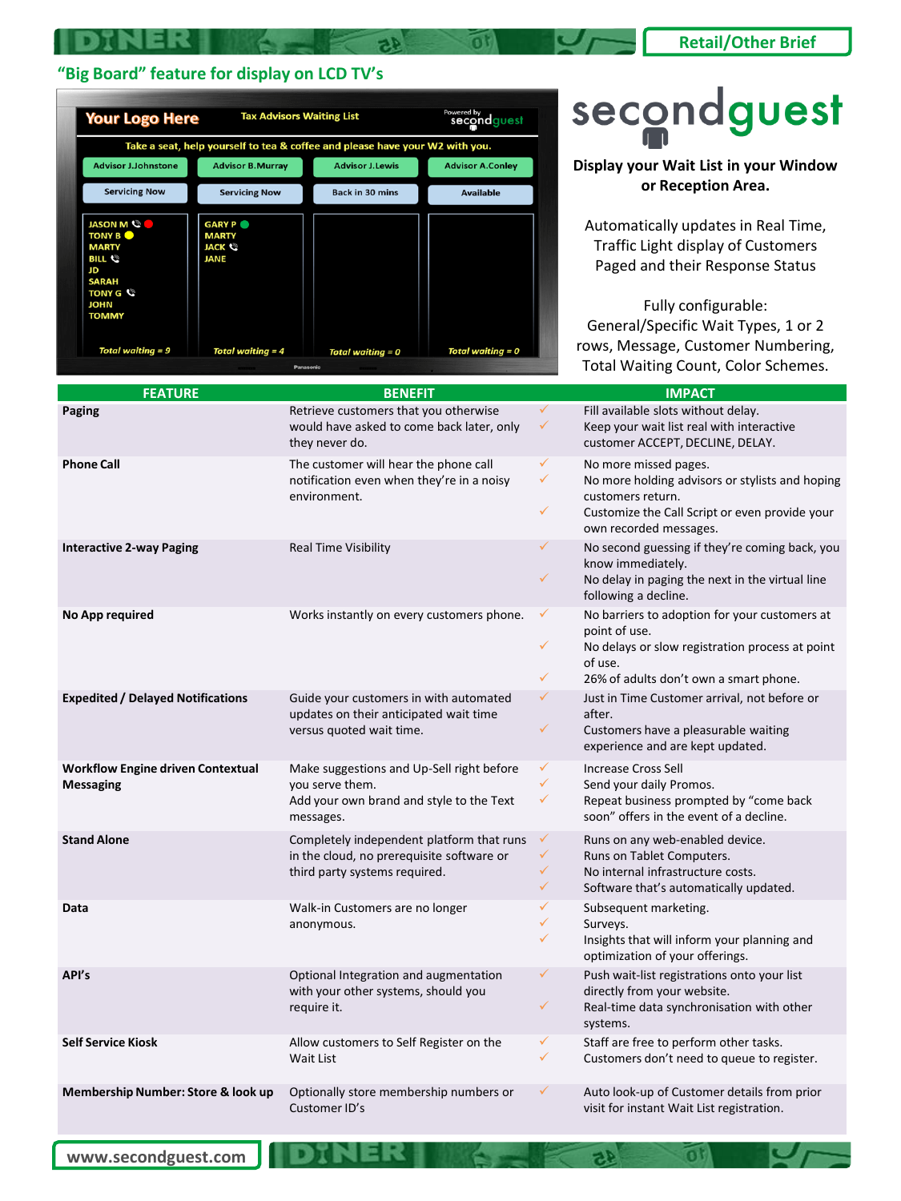Retail/Other Brief

## "Big Board" feature for display on LCD TV's

Your Logo Here — Tax Advisors Waiting List — Powered by secondguest

Take a seat, help yourself to tea & coffee and please have your W2 with you.

| Advisor J.Johnstone | Advisor B.Murray | Advisor J.Lewis | Advisor A.Conley |
|---|---|---|---|
| Servicing Now | Servicing Now | Back in 30 mins | Available |
| JASON M, TONY B, MARTY, BILL, JD, SARAH, TONY G, JOHN, TOMMY | GARY P, MARTY, JACK, JANE | | |
| Total waiting = 9 | Total waiting = 4 | Total waiting = 0 | Total waiting = 0 |

# secondguest

**Display your Wait List in your Window or Reception Area.**

Automatically updates in Real Time, Traffic Light display of Customers Paged and their Response Status

Fully configurable: General/Specific Wait Types, 1 or 2 rows, Message, Customer Numbering, Total Waiting Count, Color Schemes.

| FEATURE | BENEFIT | IMPACT |
|---|---|---|
| **Paging** | Retrieve customers that you otherwise would have asked to come back later, only they never do. | ✓ Fill available slots without delay.<br>✓ Keep your wait list real with interactive customer ACCEPT, DECLINE, DELAY. |
| **Phone Call** | The customer will hear the phone call notification even when they're in a noisy environment. | ✓ No more missed pages.<br>✓ No more holding advisors or stylists and hoping customers return.<br>✓ Customize the Call Script or even provide your own recorded messages. |
| **Interactive 2-way Paging** | Real Time Visibility | ✓ No second guessing if they're coming back, you know immediately.<br>✓ No delay in paging the next in the virtual line following a decline. |
| **No App required** | Works instantly on every customers phone. | ✓ No barriers to adoption for your customers at point of use.<br>✓ No delays or slow registration process at point of use.<br>✓ 26% of adults don't own a smart phone. |
| **Expedited / Delayed Notifications** | Guide your customers in with automated updates on their anticipated wait time versus quoted wait time. | ✓ Just in Time Customer arrival, not before or after.<br>✓ Customers have a pleasurable waiting experience and are kept updated. |
| **Workflow Engine driven Contextual Messaging** | Make suggestions and Up-Sell right before you serve them.<br>Add your own brand and style to the Text messages. | ✓ Increase Cross Sell<br>✓ Send your daily Promos.<br>✓ Repeat business prompted by "come back soon" offers in the event of a decline. |
| **Stand Alone** | Completely independent platform that runs in the cloud, no prerequisite software or third party systems required. | ✓ Runs on any web-enabled device.<br>✓ Runs on Tablet Computers.<br>✓ No internal infrastructure costs.<br>✓ Software that's automatically updated. |
| **Data** | Walk-in Customers are no longer anonymous. | ✓ Subsequent marketing.<br>✓ Surveys.<br>✓ Insights that will inform your planning and optimization of your offerings. |
| **API's** | Optional Integration and augmentation with your other systems, should you require it. | ✓ Push wait-list registrations onto your list directly from your website.<br>✓ Real-time data synchronisation with other systems. |
| **Self Service Kiosk** | Allow customers to Self Register on the Wait List | ✓ Staff are free to perform other tasks.<br>✓ Customers don't need to queue to register. |
| **Membership Number: Store & look up** | Optionally store membership numbers or Customer ID's | ✓ Auto look-up of Customer details from prior visit for instant Wait List registration. |

www.secondguest.com